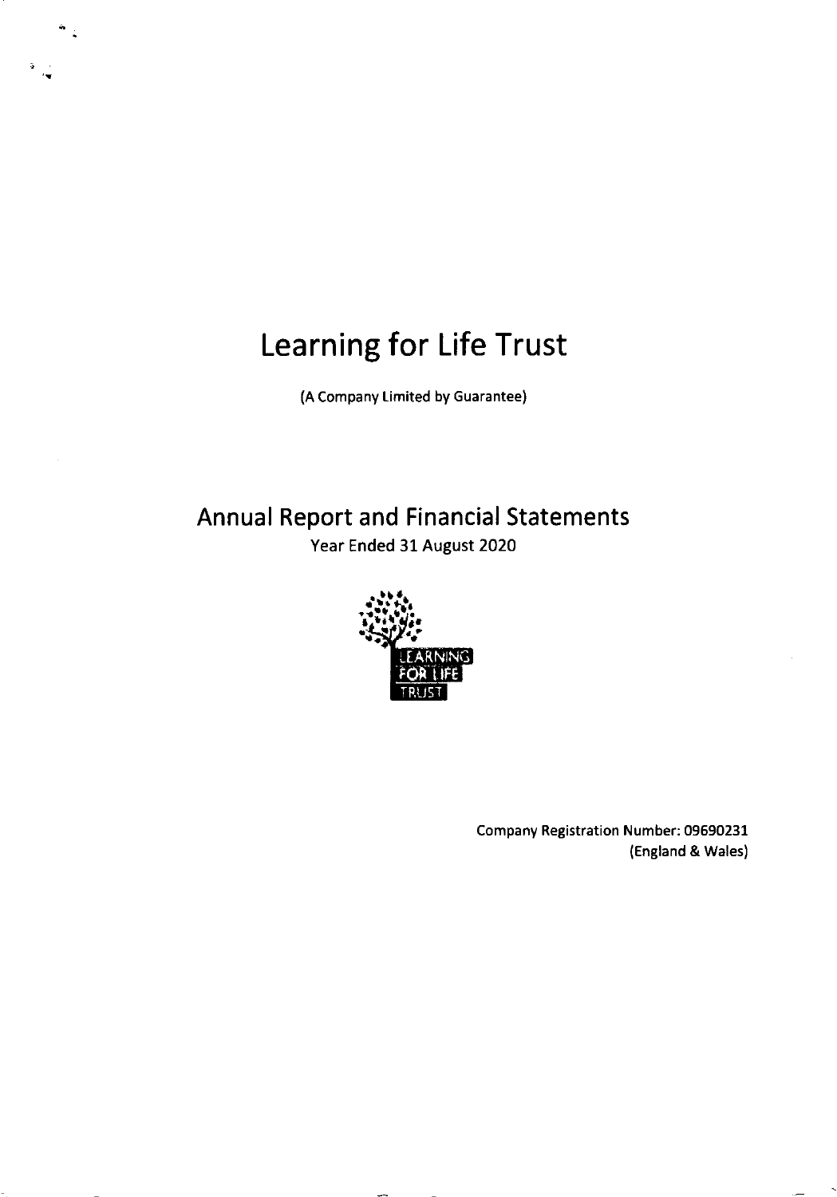# Learning for Life Trust

(A Company Limited by Guarantee)

## Annual Report and Financial Statements

Year Ended 31 August 2020

LEARNING FOR LIFE TRUST

Company Registration Number: 09690231
(England & Wales)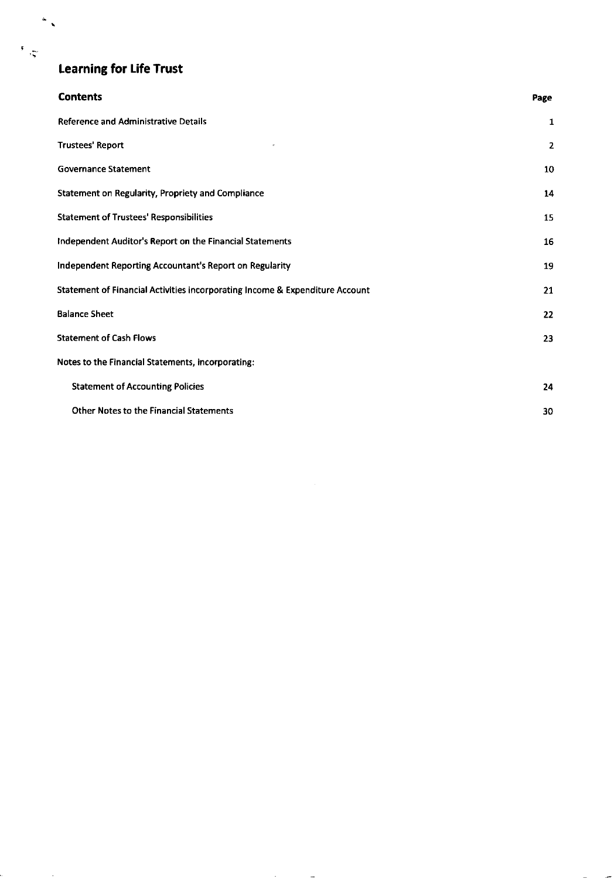# Learning for Life Trust

| **Contents** | **Page** |
|---|---|
| Reference and Administrative Details | 1 |
| Trustees' Report | 2 |
| Governance Statement | 10 |
| Statement on Regularity, Propriety and Compliance | 14 |
| Statement of Trustees' Responsibilities | 15 |
| Independent Auditor's Report on the Financial Statements | 16 |
| Independent Reporting Accountant's Report on Regularity | 19 |
| Statement of Financial Activities incorporating Income & Expenditure Account | 21 |
| Balance Sheet | 22 |
| Statement of Cash Flows | 23 |
| Notes to the Financial Statements, incorporating: | |
| Statement of Accounting Policies | 24 |
| Other Notes to the Financial Statements | 30 |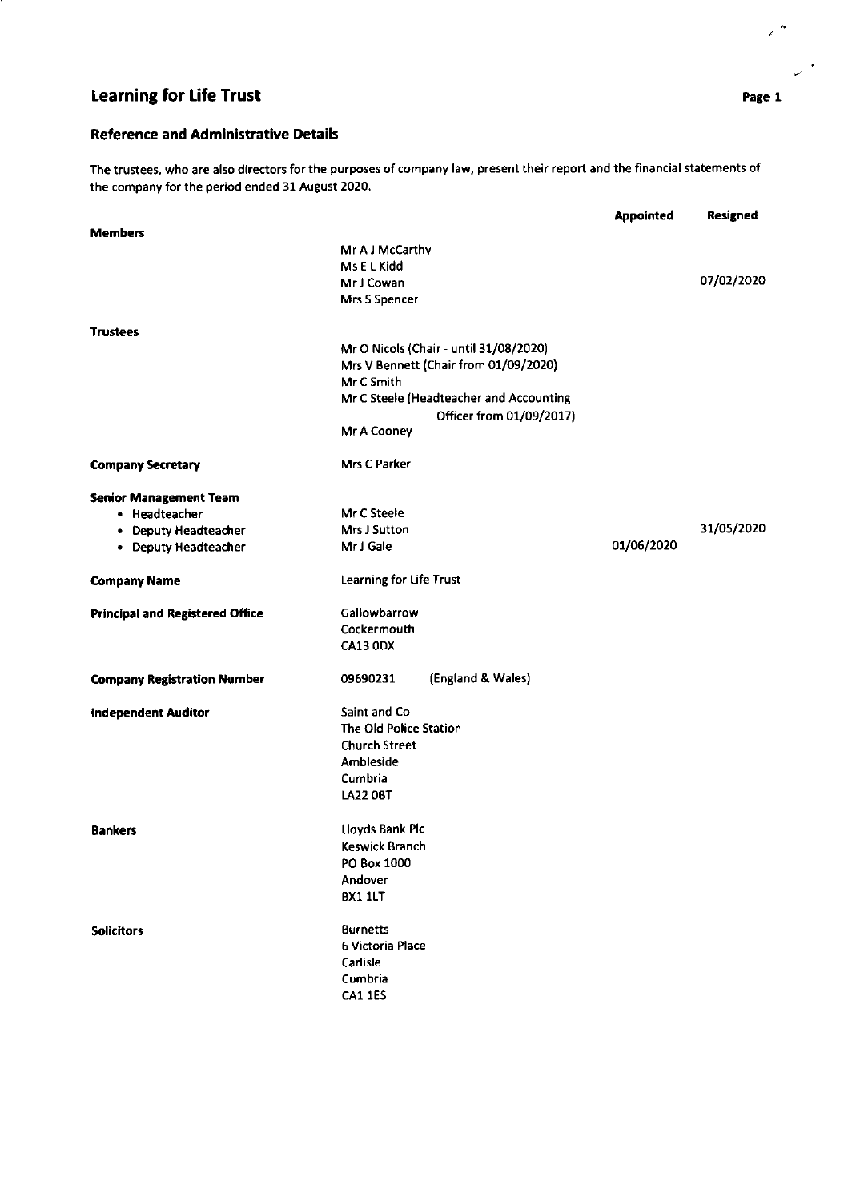# Learning for Life Trust

## Reference and Administrative Details

The trustees, who are also directors for the purposes of company law, present their report and the financial statements of the company for the period ended 31 August 2020.

| | | Appointed | Resigned |
|---|---|---|---|
| **Members** | Mr A J McCarthy | | |
| | Ms E L Kidd | | |
| | Mr J Cowan | | 07/02/2020 |
| | Mrs S Spencer | | |
| **Trustees** | Mr O Nicols (Chair - until 31/08/2020) | | |
| | Mrs V Bennett (Chair from 01/09/2020) | | |
| | Mr C Smith | | |
| | Mr C Steele (Headteacher and Accounting Officer from 01/09/2017) | | |
| | Mr A Cooney | | |
| **Company Secretary** | Mrs C Parker | | |
| **Senior Management Team** | | | |
| • Headteacher | Mr C Steele | | |
| • Deputy Headteacher | Mrs J Sutton | | 31/05/2020 |
| • Deputy Headteacher | Mr J Gale | 01/06/2020 | |
| **Company Name** | Learning for Life Trust | | |
| **Principal and Registered Office** | Gallowbarrow, Cockermouth, CA13 0DX | | |
| **Company Registration Number** | 09690231 (England & Wales) | | |
| **Independent Auditor** | Saint and Co, The Old Police Station, Church Street, Ambleside, Cumbria, LA22 0BT | | |
| **Bankers** | Lloyds Bank Plc, Keswick Branch, PO Box 1000, Andover, BX1 1LT | | |
| **Solicitors** | Burnetts, 6 Victoria Place, Carlisle, Cumbria, CA1 1ES | | |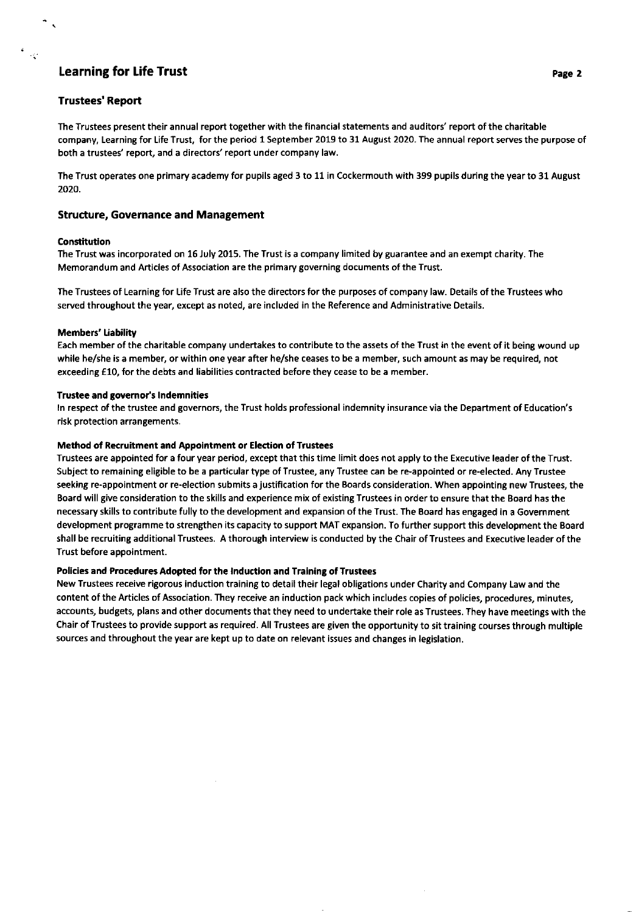## Trustees' Report

The Trustees present their annual report together with the financial statements and auditors' report of the charitable company, Learning for Life Trust, for the period 1 September 2019 to 31 August 2020. The annual report serves the purpose of both a trustees' report, and a directors' report under company law.

The Trust operates one primary academy for pupils aged 3 to 11 in Cockermouth with 399 pupils during the year to 31 August 2020.

## Structure, Governance and Management

### Constitution

The Trust was incorporated on 16 July 2015. The Trust is a company limited by guarantee and an exempt charity. The Memorandum and Articles of Association are the primary governing documents of the Trust.

The Trustees of Learning for Life Trust are also the directors for the purposes of company law. Details of the Trustees who served throughout the year, except as noted, are included in the Reference and Administrative Details.

### Members' Liability

Each member of the charitable company undertakes to contribute to the assets of the Trust in the event of it being wound up while he/she is a member, or within one year after he/she ceases to be a member, such amount as may be required, not exceeding £10, for the debts and liabilities contracted before they cease to be a member.

### Trustee and governor's Indemnities

In respect of the trustee and governors, the Trust holds professional indemnity insurance via the Department of Education's risk protection arrangements.

### Method of Recruitment and Appointment or Election of Trustees

Trustees are appointed for a four year period, except that this time limit does not apply to the Executive leader of the Trust. Subject to remaining eligible to be a particular type of Trustee, any Trustee can be re-appointed or re-elected. Any Trustee seeking re-appointment or re-election submits a justification for the Boards consideration. When appointing new Trustees, the Board will give consideration to the skills and experience mix of existing Trustees in order to ensure that the Board has the necessary skills to contribute fully to the development and expansion of the Trust. The Board has engaged in a Government development programme to strengthen its capacity to support MAT expansion. To further support this development the Board shall be recruiting additional Trustees. A thorough interview is conducted by the Chair of Trustees and Executive leader of the Trust before appointment.

### Policies and Procedures Adopted for the Induction and Training of Trustees

New Trustees receive rigorous induction training to detail their legal obligations under Charity and Company Law and the content of the Articles of Association. They receive an induction pack which includes copies of policies, procedures, minutes, accounts, budgets, plans and other documents that they need to undertake their role as Trustees. They have meetings with the Chair of Trustees to provide support as required. All Trustees are given the opportunity to sit training courses through multiple sources and throughout the year are kept up to date on relevant issues and changes in legislation.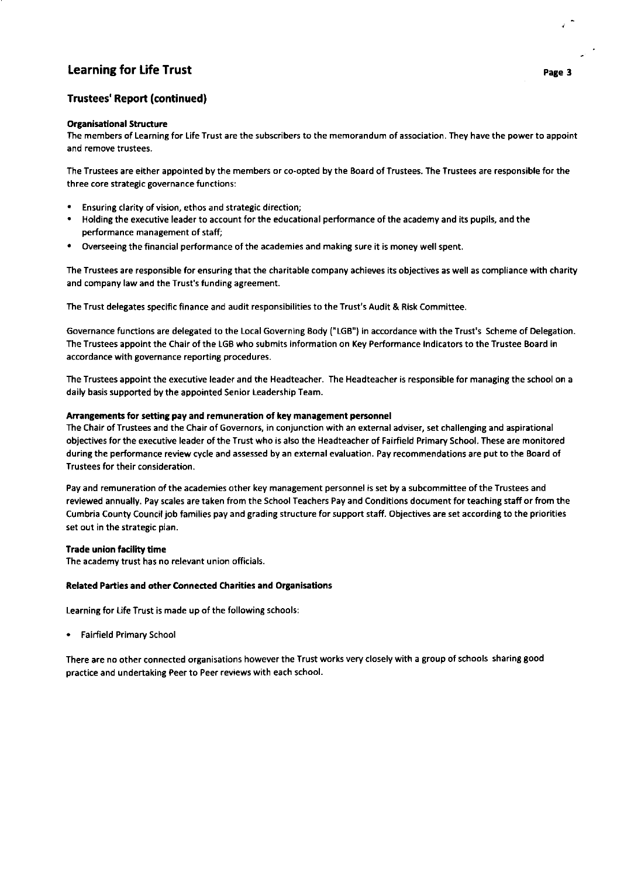## Trustees' Report (continued)

### Organisational Structure

The members of Learning for Life Trust are the subscribers to the memorandum of association. They have the power to appoint and remove trustees.

The Trustees are either appointed by the members or co-opted by the Board of Trustees. The Trustees are responsible for the three core strategic governance functions:

- Ensuring clarity of vision, ethos and strategic direction;
- Holding the executive leader to account for the educational performance of the academy and its pupils, and the performance management of staff;
- Overseeing the financial performance of the academies and making sure it is money well spent.

The Trustees are responsible for ensuring that the charitable company achieves its objectives as well as compliance with charity and company law and the Trust's funding agreement.

The Trust delegates specific finance and audit responsibilities to the Trust's Audit & Risk Committee.

Governance functions are delegated to the Local Governing Body ("LGB") in accordance with the Trust's Scheme of Delegation. The Trustees appoint the Chair of the LGB who submits information on Key Performance Indicators to the Trustee Board in accordance with governance reporting procedures.

The Trustees appoint the executive leader and the Headteacher. The Headteacher is responsible for managing the school on a daily basis supported by the appointed Senior Leadership Team.

### Arrangements for setting pay and remuneration of key management personnel

The Chair of Trustees and the Chair of Governors, in conjunction with an external adviser, set challenging and aspirational objectives for the executive leader of the Trust who is also the Headteacher of Fairfield Primary School. These are monitored during the performance review cycle and assessed by an external evaluation. Pay recommendations are put to the Board of Trustees for their consideration.

Pay and remuneration of the academies other key management personnel is set by a subcommittee of the Trustees and reviewed annually. Pay scales are taken from the School Teachers Pay and Conditions document for teaching staff or from the Cumbria County Council job families pay and grading structure for support staff. Objectives are set according to the priorities set out in the strategic plan.

### Trade union facility time

The academy trust has no relevant union officials.

### Related Parties and other Connected Charities and Organisations

Learning for Life Trust is made up of the following schools:

- Fairfield Primary School

There are no other connected organisations however the Trust works very closely with a group of schools sharing good practice and undertaking Peer to Peer reviews with each school.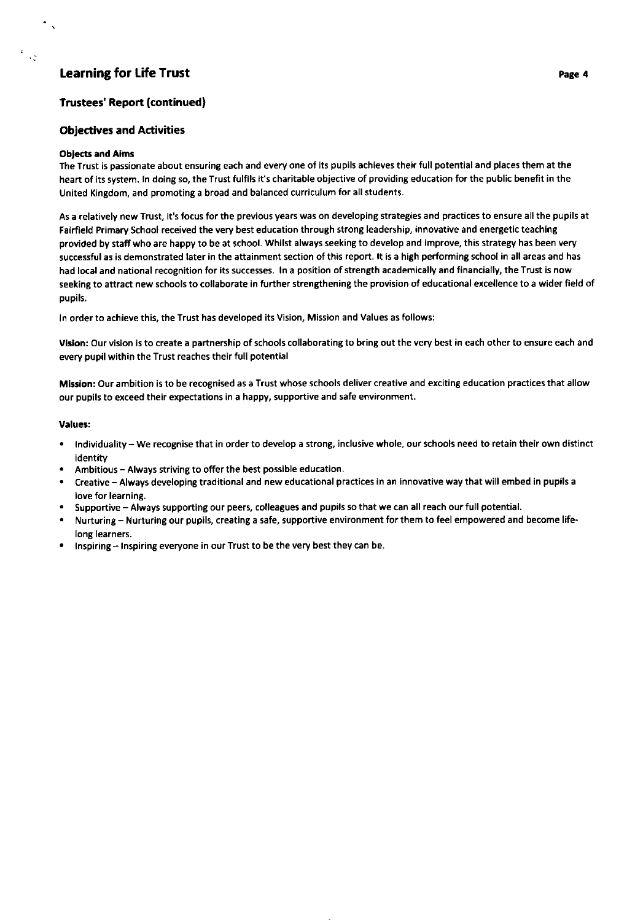## Trustees' Report (continued)

### Objectives and Activities

#### Objects and Aims

The Trust is passionate about ensuring each and every one of its pupils achieves their full potential and places them at the heart of its system. In doing so, the Trust fulfils it's charitable objective of providing education for the public benefit in the United Kingdom, and promoting a broad and balanced curriculum for all students.

As a relatively new Trust, it's focus for the previous years was on developing strategies and practices to ensure all the pupils at Fairfield Primary School received the very best education through strong leadership, innovative and energetic teaching provided by staff who are happy to be at school. Whilst always seeking to develop and improve, this strategy has been very successful as is demonstrated later in the attainment section of this report. It is a high performing school in all areas and has had local and national recognition for its successes. In a position of strength academically and financially, the Trust is now seeking to attract new schools to collaborate in further strengthening the provision of educational excellence to a wider field of pupils.

In order to achieve this, the Trust has developed its Vision, Mission and Values as follows:

**Vision:** Our vision is to create a partnership of schools collaborating to bring out the very best in each other to ensure each and every pupil within the Trust reaches their full potential

**Mission:** Our ambition is to be recognised as a Trust whose schools deliver creative and exciting education practices that allow our pupils to exceed their expectations in a happy, supportive and safe environment.

**Values:**

- Individuality – We recognise that in order to develop a strong, inclusive whole, our schools need to retain their own distinct identity
- Ambitious – Always striving to offer the best possible education.
- Creative – Always developing traditional and new educational practices in an innovative way that will embed in pupils a love for learning.
- Supportive – Always supporting our peers, colleagues and pupils so that we can all reach our full potential.
- Nurturing – Nurturing our pupils, creating a safe, supportive environment for them to feel empowered and become life-long learners.
- Inspiring – Inspiring everyone in our Trust to be the very best they can be.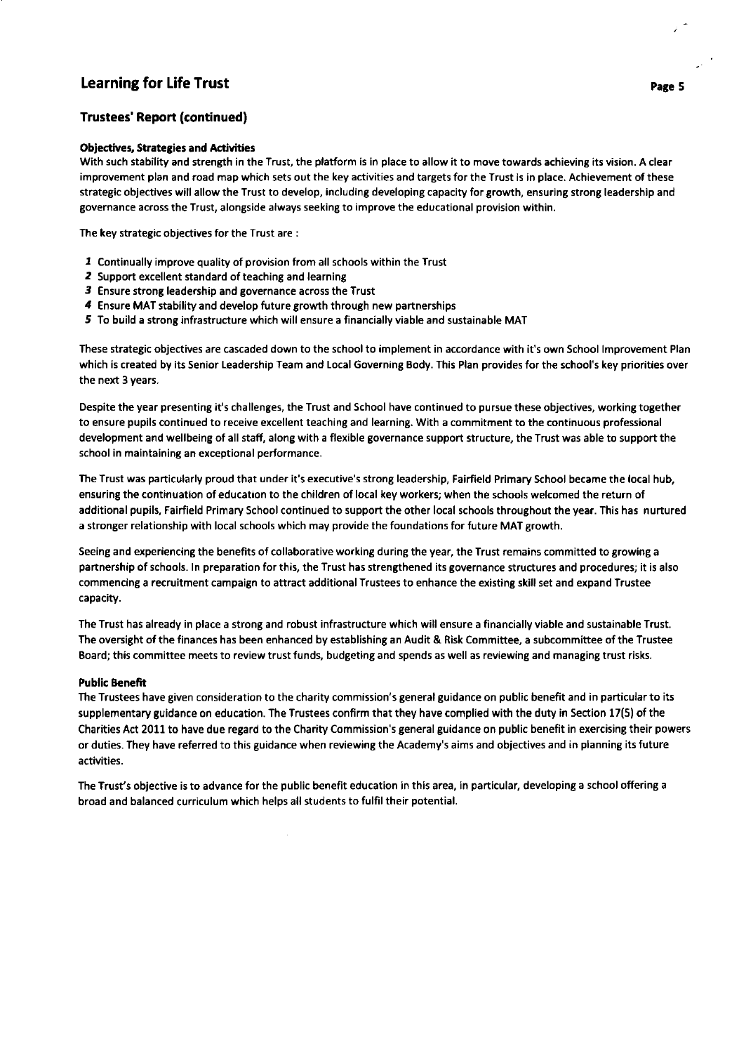## Trustees' Report (continued)

### Objectives, Strategies and Activities

With such stability and strength in the Trust, the platform is in place to allow it to move towards achieving its vision. A clear improvement plan and road map which sets out the key activities and targets for the Trust is in place. Achievement of these strategic objectives will allow the Trust to develop, including developing capacity for growth, ensuring strong leadership and governance across the Trust, alongside always seeking to improve the educational provision within.

The key strategic objectives for the Trust are :

1. Continually improve quality of provision from all schools within the Trust
2. Support excellent standard of teaching and learning
3. Ensure strong leadership and governance across the Trust
4. Ensure MAT stability and develop future growth through new partnerships
5. To build a strong infrastructure which will ensure a financially viable and sustainable MAT

These strategic objectives are cascaded down to the school to implement in accordance with it's own School Improvement Plan which is created by its Senior Leadership Team and Local Governing Body. This Plan provides for the school's key priorities over the next 3 years.

Despite the year presenting it's challenges, the Trust and School have continued to pursue these objectives, working together to ensure pupils continued to receive excellent teaching and learning. With a commitment to the continuous professional development and wellbeing of all staff, along with a flexible governance support structure, the Trust was able to support the school in maintaining an exceptional performance.

The Trust was particularly proud that under it's executive's strong leadership, Fairfield Primary School became the local hub, ensuring the continuation of education to the children of local key workers; when the schools welcomed the return of additional pupils, Fairfield Primary School continued to support the other local schools throughout the year. This has nurtured a stronger relationship with local schools which may provide the foundations for future MAT growth.

Seeing and experiencing the benefits of collaborative working during the year, the Trust remains committed to growing a partnership of schools. In preparation for this, the Trust has strengthened its governance structures and procedures; it is also commencing a recruitment campaign to attract additional Trustees to enhance the existing skill set and expand Trustee capacity.

The Trust has already in place a strong and robust infrastructure which will ensure a financially viable and sustainable Trust. The oversight of the finances has been enhanced by establishing an Audit & Risk Committee, a subcommittee of the Trustee Board; this committee meets to review trust funds, budgeting and spends as well as reviewing and managing trust risks.

### Public Benefit

The Trustees have given consideration to the charity commission's general guidance on public benefit and in particular to its supplementary guidance on education. The Trustees confirm that they have complied with the duty in Section 17(5) of the Charities Act 2011 to have due regard to the Charity Commission's general guidance on public benefit in exercising their powers or duties. They have referred to this guidance when reviewing the Academy's aims and objectives and in planning its future activities.

The Trust's objective is to advance for the public benefit education in this area, in particular, developing a school offering a broad and balanced curriculum which helps all students to fulfil their potential.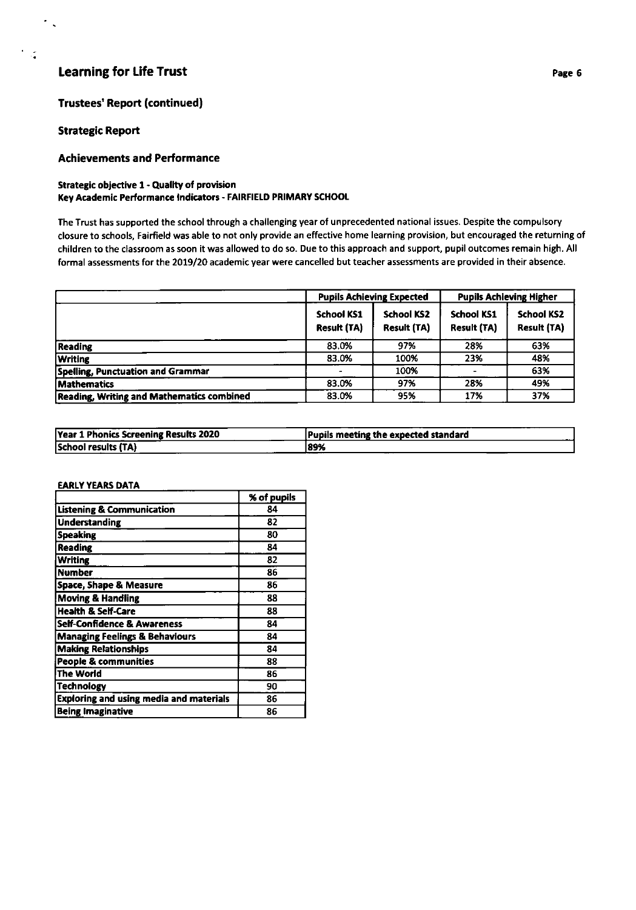## Trustees' Report (continued)

## Strategic Report

### Achievements and Performance

**Strategic objective 1 - Quality of provision**
**Key Academic Performance Indicators - FAIRFIELD PRIMARY SCHOOL**

The Trust has supported the school through a challenging year of unprecedented national issues. Despite the compulsory closure to schools, Fairfield was able to not only provide an effective home learning provision, but encouraged the returning of children to the classroom as soon it was allowed to do so. Due to this approach and support, pupil outcomes remain high. All formal assessments for the 2019/20 academic year were cancelled but teacher assessments are provided in their absence.

| | Pupils Achieving Expected | | Pupils Achieving Higher | |
|---|---|---|---|---|
| | School KS1 Result (TA) | School KS2 Result (TA) | School KS1 Result (TA) | School KS2 Result (TA) |
| Reading | 83.0% | 97% | 28% | 63% |
| Writing | 83.0% | 100% | 23% | 48% |
| Spelling, Punctuation and Grammar | - | 100% | - | 63% |
| Mathematics | 83.0% | 97% | 28% | 49% |
| Reading, Writing and Mathematics combined | 83.0% | 95% | 17% | 37% |

| Year 1 Phonics Screening Results 2020 | Pupils meeting the expected standard |
|---|---|
| School results (TA) | 89% |

**EARLY YEARS DATA**

| | % of pupils |
|---|---|
| Listening & Communication | 84 |
| Understanding | 82 |
| Speaking | 80 |
| Reading | 84 |
| Writing | 82 |
| Number | 86 |
| Space, Shape & Measure | 86 |
| Moving & Handling | 88 |
| Health & Self-Care | 88 |
| Self-Confidence & Awareness | 84 |
| Managing Feelings & Behaviours | 84 |
| Making Relationships | 84 |
| People & communities | 88 |
| The World | 86 |
| Technology | 90 |
| Exploring and using media and materials | 86 |
| Being Imaginative | 86 |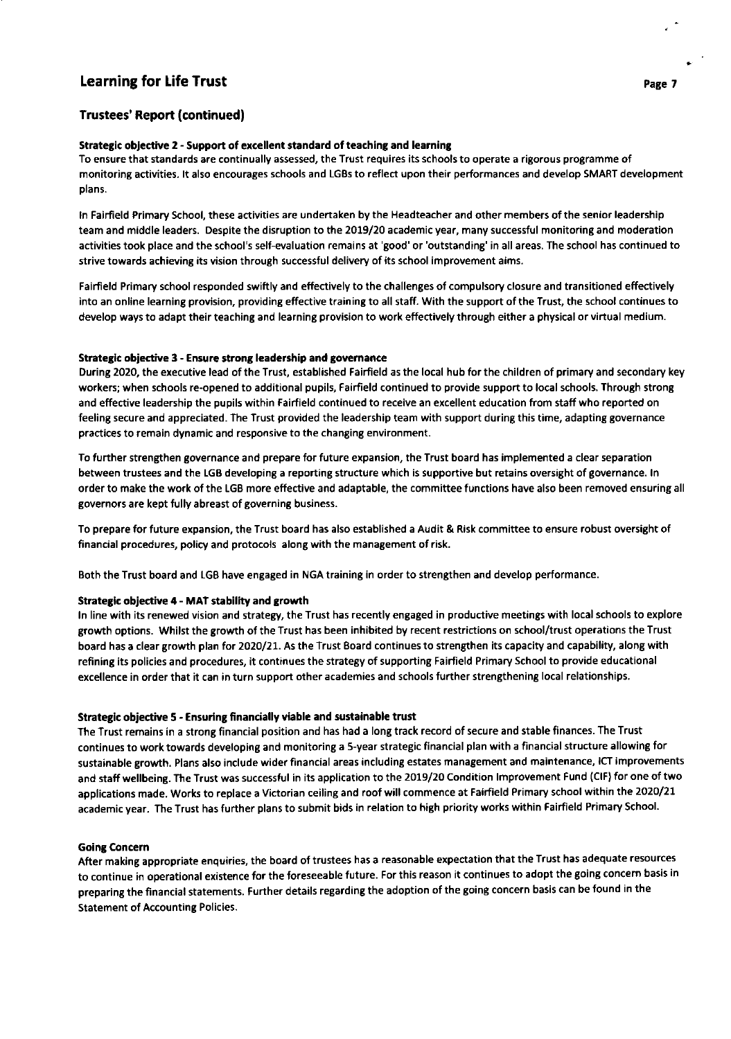## Trustees' Report (continued)

**Strategic objective 2 - Support of excellent standard of teaching and learning**
To ensure that standards are continually assessed, the Trust requires its schools to operate a rigorous programme of monitoring activities. It also encourages schools and LGBs to reflect upon their performances and develop SMART development plans.

In Fairfield Primary School, these activities are undertaken by the Headteacher and other members of the senior leadership team and middle leaders. Despite the disruption to the 2019/20 academic year, many successful monitoring and moderation activities took place and the school's self-evaluation remains at 'good' or 'outstanding' in all areas. The school has continued to strive towards achieving its vision through successful delivery of its school improvement aims.

Fairfield Primary school responded swiftly and effectively to the challenges of compulsory closure and transitioned effectively into an online learning provision, providing effective training to all staff. With the support of the Trust, the school continues to develop ways to adapt their teaching and learning provision to work effectively through either a physical or virtual medium.

**Strategic objective 3 - Ensure strong leadership and governance**
During 2020, the executive lead of the Trust, established Fairfield as the local hub for the children of primary and secondary key workers; when schools re-opened to additional pupils, Fairfield continued to provide support to local schools. Through strong and effective leadership the pupils within Fairfield continued to receive an excellent education from staff who reported on feeling secure and appreciated. The Trust provided the leadership team with support during this time, adapting governance practices to remain dynamic and responsive to the changing environment.

To further strengthen governance and prepare for future expansion, the Trust board has implemented a clear separation between trustees and the LGB developing a reporting structure which is supportive but retains oversight of governance. In order to make the work of the LGB more effective and adaptable, the committee functions have also been removed ensuring all governors are kept fully abreast of governing business.

To prepare for future expansion, the Trust board has also established a Audit & Risk committee to ensure robust oversight of financial procedures, policy and protocols along with the management of risk.

Both the Trust board and LGB have engaged in NGA training in order to strengthen and develop performance.

**Strategic objective 4 - MAT stability and growth**
In line with its renewed vision and strategy, the Trust has recently engaged in productive meetings with local schools to explore growth options. Whilst the growth of the Trust has been inhibited by recent restrictions on school/trust operations the Trust board has a clear growth plan for 2020/21. As the Trust Board continues to strengthen its capacity and capability, along with refining its policies and procedures, it continues the strategy of supporting Fairfield Primary School to provide educational excellence in order that it can in turn support other academies and schools further strengthening local relationships.

**Strategic objective 5 - Ensuring financially viable and sustainable trust**
The Trust remains in a strong financial position and has had a long track record of secure and stable finances. The Trust continues to work towards developing and monitoring a 5-year strategic financial plan with a financial structure allowing for sustainable growth. Plans also include wider financial areas including estates management and maintenance, ICT improvements and staff wellbeing. The Trust was successful in its application to the 2019/20 Condition Improvement Fund (CIF) for one of two applications made. Works to replace a Victorian ceiling and roof will commence at Fairfield Primary school within the 2020/21 academic year. The Trust has further plans to submit bids in relation to high priority works within Fairfield Primary School.

**Going Concern**
After making appropriate enquiries, the board of trustees has a reasonable expectation that the Trust has adequate resources to continue in operational existence for the foreseeable future. For this reason it continues to adopt the going concern basis in preparing the financial statements. Further details regarding the adoption of the going concern basis can be found in the Statement of Accounting Policies.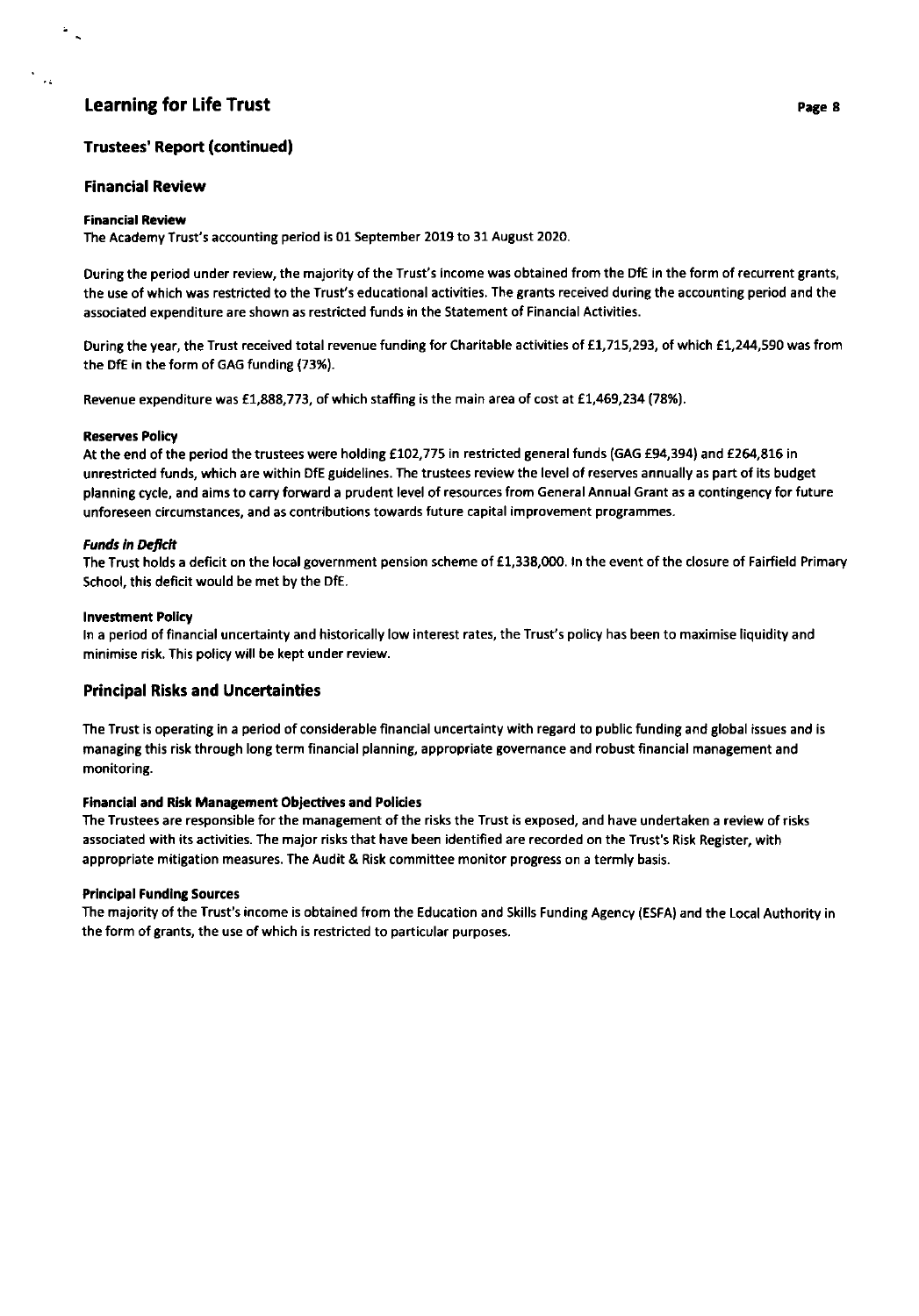## Trustees' Report (continued)

### Financial Review

#### Financial Review

The Academy Trust's accounting period is 01 September 2019 to 31 August 2020.

During the period under review, the majority of the Trust's income was obtained from the DfE in the form of recurrent grants, the use of which was restricted to the Trust's educational activities. The grants received during the accounting period and the associated expenditure are shown as restricted funds in the Statement of Financial Activities.

During the year, the Trust received total revenue funding for Charitable activities of £1,715,293, of which £1,244,590 was from the DfE in the form of GAG funding (73%).

Revenue expenditure was £1,888,773, of which staffing is the main area of cost at £1,469,234 (78%).

#### Reserves Policy

At the end of the period the trustees were holding £102,775 in restricted general funds (GAG £94,394) and £264,816 in unrestricted funds, which are within DfE guidelines. The trustees review the level of reserves annually as part of its budget planning cycle, and aims to carry forward a prudent level of resources from General Annual Grant as a contingency for future unforeseen circumstances, and as contributions towards future capital improvement programmes.

#### *Funds in Deficit*

The Trust holds a deficit on the local government pension scheme of £1,338,000. In the event of the closure of Fairfield Primary School, this deficit would be met by the DfE.

#### Investment Policy

In a period of financial uncertainty and historically low interest rates, the Trust's policy has been to maximise liquidity and minimise risk. This policy will be kept under review.

### Principal Risks and Uncertainties

The Trust is operating in a period of considerable financial uncertainty with regard to public funding and global issues and is managing this risk through long term financial planning, appropriate governance and robust financial management and monitoring.

#### Financial and Risk Management Objectives and Policies

The Trustees are responsible for the management of the risks the Trust is exposed, and have undertaken a review of risks associated with its activities. The major risks that have been identified are recorded on the Trust's Risk Register, with appropriate mitigation measures. The Audit & Risk committee monitor progress on a termly basis.

#### Principal Funding Sources

The majority of the Trust's income is obtained from the Education and Skills Funding Agency (ESFA) and the Local Authority in the form of grants, the use of which is restricted to particular purposes.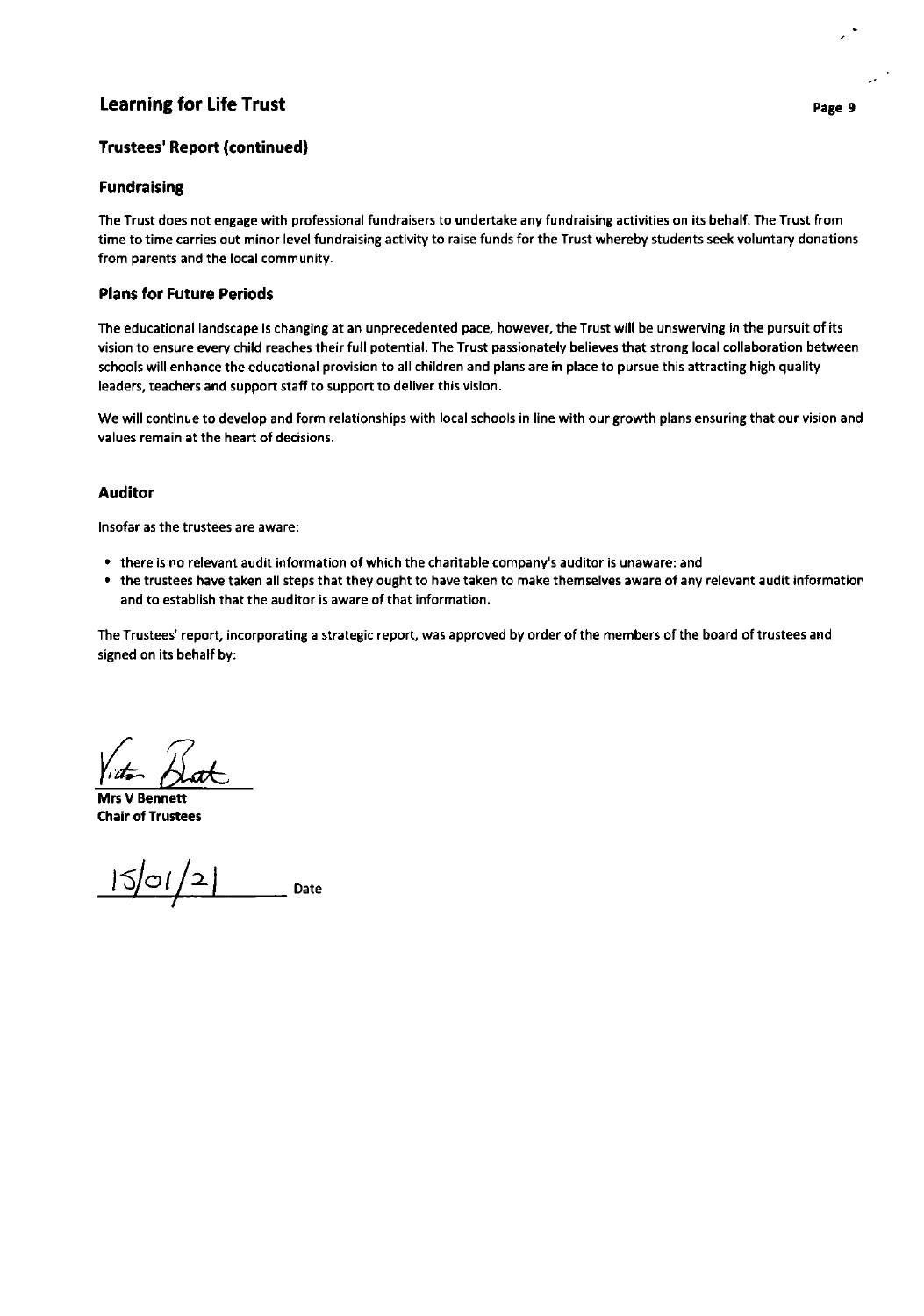## Trustees' Report (continued)

### Fundraising

The Trust does not engage with professional fundraisers to undertake any fundraising activities on its behalf. The Trust from time to time carries out minor level fundraising activity to raise funds for the Trust whereby students seek voluntary donations from parents and the local community.

### Plans for Future Periods

The educational landscape is changing at an unprecedented pace, however, the Trust will be unswerving in the pursuit of its vision to ensure every child reaches their full potential. The Trust passionately believes that strong local collaboration between schools will enhance the educational provision to all children and plans are in place to pursue this attracting high quality leaders, teachers and support staff to support to deliver this vision.

We will continue to develop and form relationships with local schools in line with our growth plans ensuring that our vision and values remain at the heart of decisions.

### Auditor

Insofar as the trustees are aware:

- there is no relevant audit information of which the charitable company's auditor is unaware: and
- the trustees have taken all steps that they ought to have taken to make themselves aware of any relevant audit information and to establish that the auditor is aware of that information.

The Trustees' report, incorporating a strategic report, was approved by order of the members of the board of trustees and signed on its behalf by:

**Mrs V Bennett**
**Chair of Trustees**

15/01/21 Date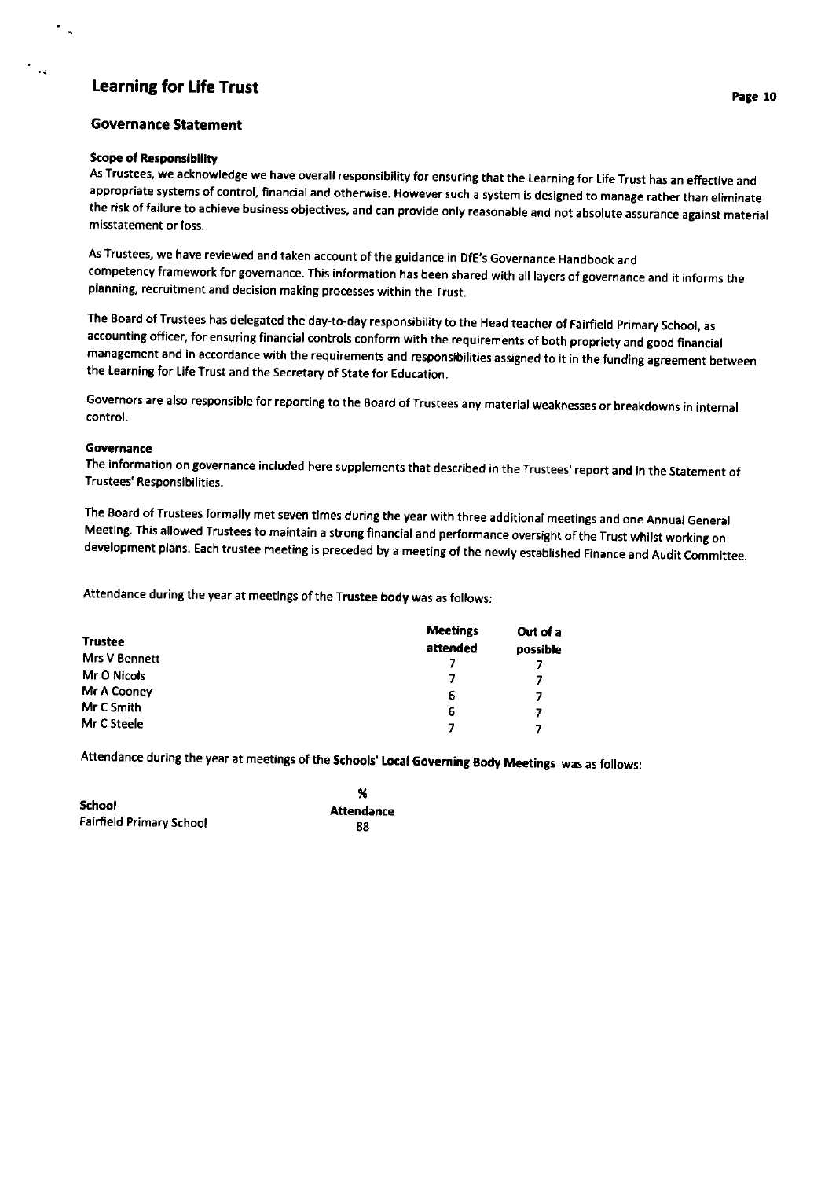# Learning for Life Trust

## Governance Statement

**Scope of Responsibility**
As Trustees, we acknowledge we have overall responsibility for ensuring that the Learning for Life Trust has an effective and appropriate systems of control, financial and otherwise. However such a system is designed to manage rather than eliminate the risk of failure to achieve business objectives, and can provide only reasonable and not absolute assurance against material misstatement or loss.

As Trustees, we have reviewed and taken account of the guidance in DfE's Governance Handbook and competency framework for governance. This information has been shared with all layers of governance and it informs the planning, recruitment and decision making processes within the Trust.

The Board of Trustees has delegated the day-to-day responsibility to the Head teacher of Fairfield Primary School, as accounting officer, for ensuring financial controls conform with the requirements of both propriety and good financial management and in accordance with the requirements and responsibilities assigned to it in the funding agreement between the Learning for Life Trust and the Secretary of State for Education.

Governors are also responsible for reporting to the Board of Trustees any material weaknesses or breakdowns in internal control.

**Governance**
The information on governance included here supplements that described in the Trustees' report and in the Statement of Trustees' Responsibilities.

The Board of Trustees formally met seven times during the year with three additional meetings and one Annual General Meeting. This allowed Trustees to maintain a strong financial and performance oversight of the Trust whilst working on development plans. Each trustee meeting is preceded by a meeting of the newly established Finance and Audit Committee.

Attendance during the year at meetings of the **Trustee body** was as follows:

| Trustee | Meetings attended | Out of a possible |
|---|---|---|
| Mrs V Bennett | 7 | 7 |
| Mr O Nicols | 7 | 7 |
| Mr A Cooney | 6 | 7 |
| Mr C Smith | 6 | 7 |
| Mr C Steele | 7 | 7 |

Attendance during the year at meetings of the **Schools' Local Governing Body Meetings** was as follows:

| School | % Attendance |
|---|---|
| Fairfield Primary School | 88 |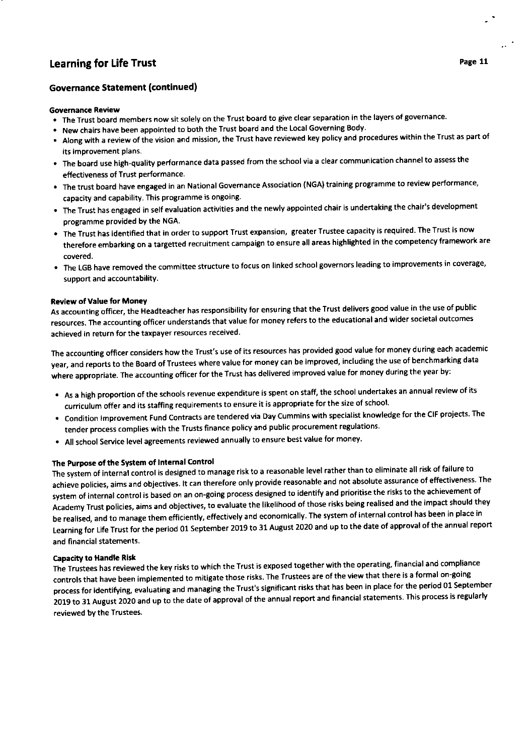## Governance Statement (continued)

**Governance Review**

- The Trust board members now sit solely on the Trust board to give clear separation in the layers of governance.
- New chairs have been appointed to both the Trust board and the Local Governing Body.
- Along with a review of the vision and mission, the Trust have reviewed key policy and procedures within the Trust as part of its improvement plans.
- The board use high-quality performance data passed from the school via a clear communication channel to assess the effectiveness of Trust performance.
- The trust board have engaged in an National Governance Association (NGA) training programme to review performance, capacity and capability. This programme is ongoing.
- The Trust has engaged in self evaluation activities and the newly appointed chair is undertaking the chair's development programme provided by the NGA.
- The Trust has identified that in order to support Trust expansion, greater Trustee capacity is required. The Trust is now therefore embarking on a targetted recruitment campaign to ensure all areas highlighted in the competency framework are covered.
- The LGB have removed the committee structure to focus on linked school governors leading to improvements in coverage, support and accountability.

**Review of Value for Money**

As accounting officer, the Headteacher has responsibility for ensuring that the Trust delivers good value in the use of public resources. The accounting officer understands that value for money refers to the educational and wider societal outcomes achieved in return for the taxpayer resources received.

The accounting officer considers how the Trust's use of its resources has provided good value for money during each academic year, and reports to the Board of Trustees where value for money can be improved, including the use of benchmarking data where appropriate. The accounting officer for the Trust has delivered improved value for money during the year by:

- As a high proportion of the schools revenue expenditure is spent on staff, the school undertakes an annual review of its curriculum offer and its staffing requirements to ensure it is appropriate for the size of school.
- Condition Improvement Fund Contracts are tendered via Day Cummins with specialist knowledge for the CIF projects. The tender process complies with the Trusts finance policy and public procurement regulations.
- All school Service level agreements reviewed annually to ensure best value for money.

**The Purpose of the System of Internal Control**

The system of internal control is designed to manage risk to a reasonable level rather than to eliminate all risk of failure to achieve policies, aims and objectives. It can therefore only provide reasonable and not absolute assurance of effectiveness. The system of internal control is based on an on-going process designed to identify and prioritise the risks to the achievement of Academy Trust policies, aims and objectives, to evaluate the likelihood of those risks being realised and the impact should they be realised, and to manage them efficiently, effectively and economically. The system of internal control has been in place in Learning for Life Trust for the period 01 September 2019 to 31 August 2020 and up to the date of approval of the annual report and financial statements.

**Capacity to Handle Risk**

The Trustees has reviewed the key risks to which the Trust is exposed together with the operating, financial and compliance controls that have been implemented to mitigate those risks. The Trustees are of the view that there is a formal on-going process for identifying, evaluating and managing the Trust's significant risks that has been in place for the period 01 September 2019 to 31 August 2020 and up to the date of approval of the annual report and financial statements. This process is regularly reviewed by the Trustees.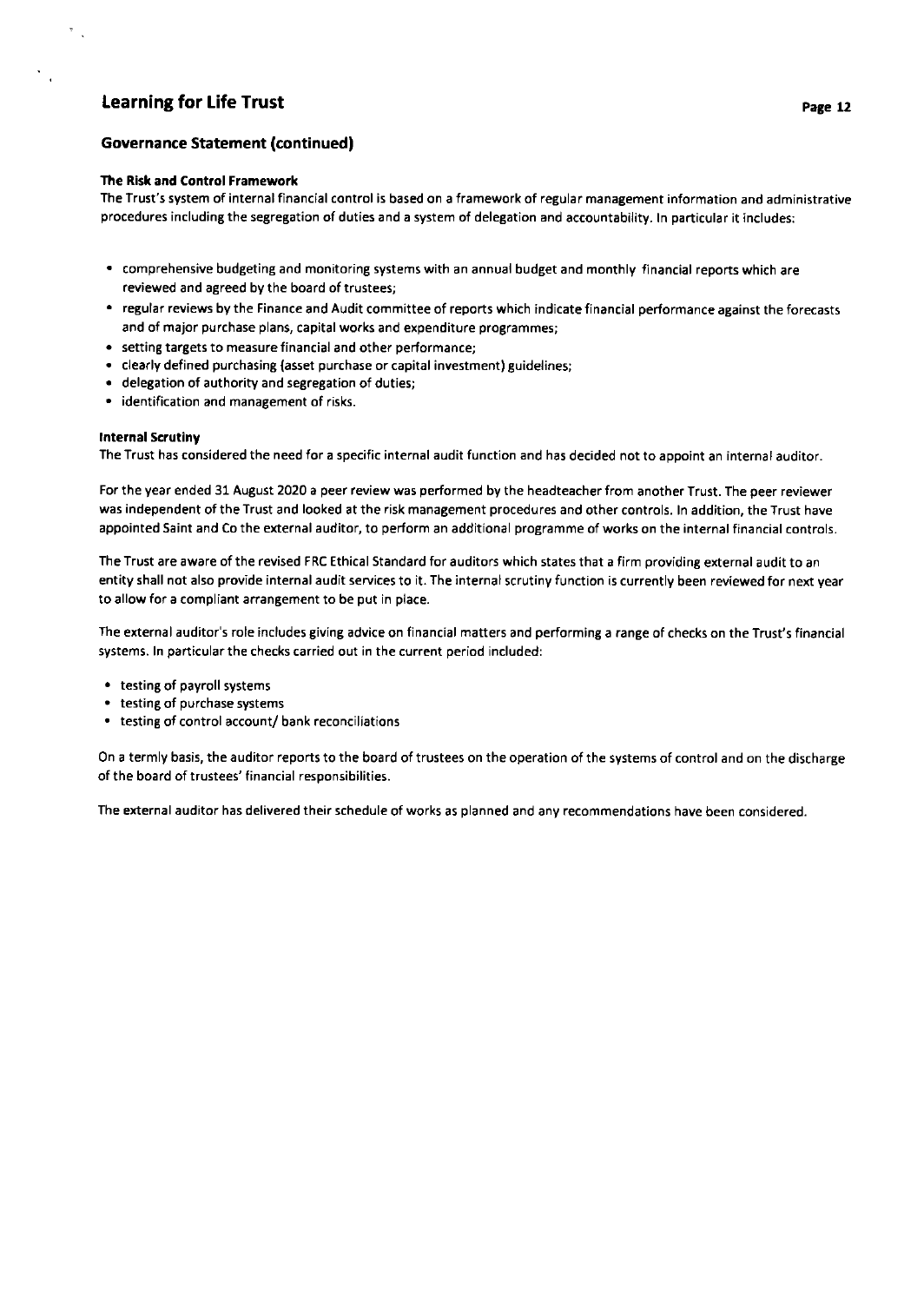## Governance Statement (continued)

### The Risk and Control Framework

The Trust's system of internal financial control is based on a framework of regular management information and administrative procedures including the segregation of duties and a system of delegation and accountability. In particular it includes:

- comprehensive budgeting and monitoring systems with an annual budget and monthly financial reports which are reviewed and agreed by the board of trustees;
- regular reviews by the Finance and Audit committee of reports which indicate financial performance against the forecasts and of major purchase plans, capital works and expenditure programmes;
- setting targets to measure financial and other performance;
- clearly defined purchasing (asset purchase or capital investment) guidelines;
- delegation of authority and segregation of duties;
- identification and management of risks.

### Internal Scrutiny

The Trust has considered the need for a specific internal audit function and has decided not to appoint an internal auditor.

For the year ended 31 August 2020 a peer review was performed by the headteacher from another Trust. The peer reviewer was independent of the Trust and looked at the risk management procedures and other controls. In addition, the Trust have appointed Saint and Co the external auditor, to perform an additional programme of works on the internal financial controls.

The Trust are aware of the revised FRC Ethical Standard for auditors which states that a firm providing external audit to an entity shall not also provide internal audit services to it. The internal scrutiny function is currently been reviewed for next year to allow for a compliant arrangement to be put in place.

The external auditor's role includes giving advice on financial matters and performing a range of checks on the Trust's financial systems. In particular the checks carried out in the current period included:

- testing of payroll systems
- testing of purchase systems
- testing of control account/ bank reconciliations

On a termly basis, the auditor reports to the board of trustees on the operation of the systems of control and on the discharge of the board of trustees' financial responsibilities.

The external auditor has delivered their schedule of works as planned and any recommendations have been considered.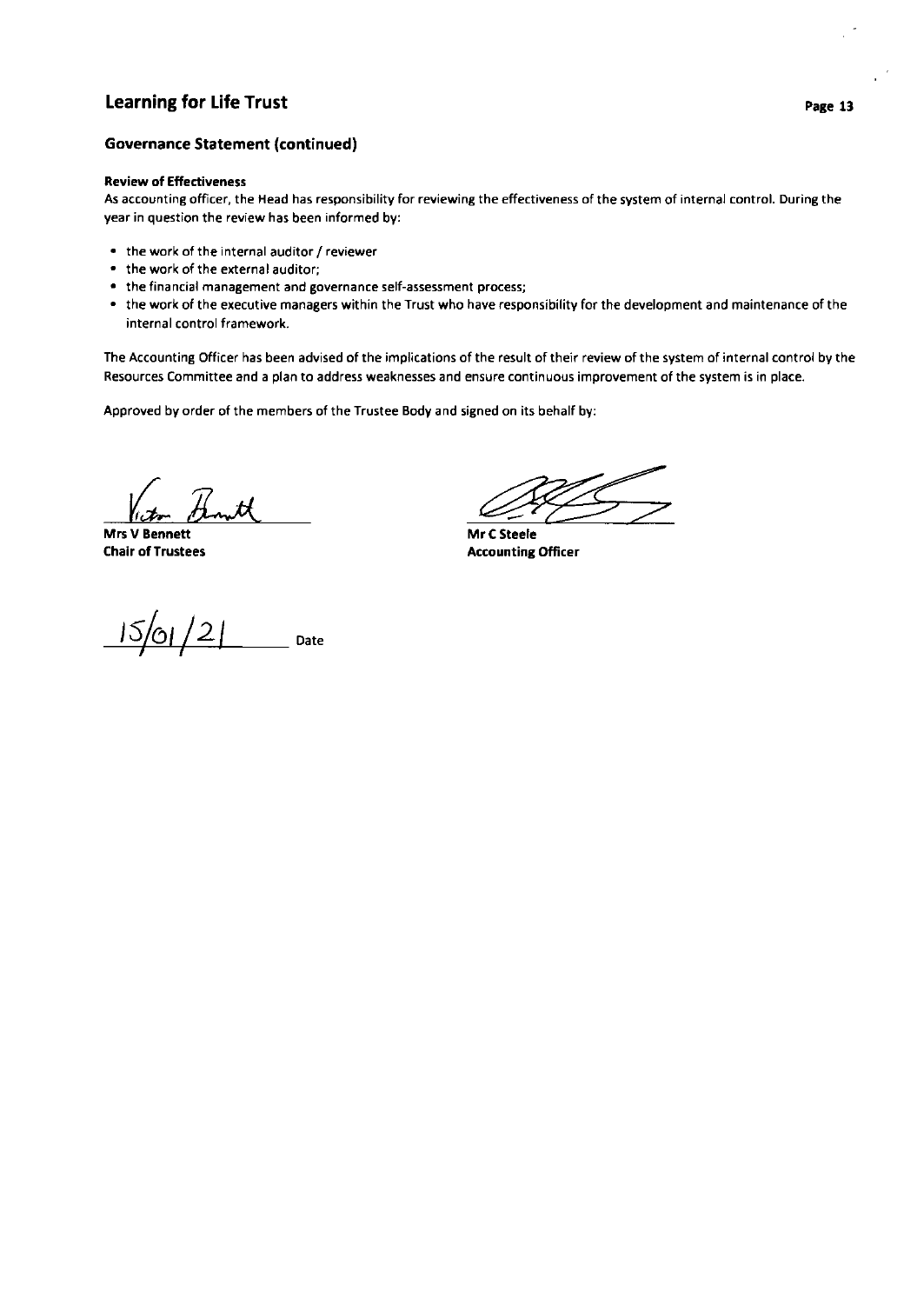## Governance Statement (continued)

**Review of Effectiveness**

As accounting officer, the Head has responsibility for reviewing the effectiveness of the system of internal control. During the year in question the review has been informed by:

- the work of the internal auditor / reviewer
- the work of the external auditor;
- the financial management and governance self-assessment process;
- the work of the executive managers within the Trust who have responsibility for the development and maintenance of the internal control framework.

The Accounting Officer has been advised of the implications of the result of their review of the system of internal control by the Resources Committee and a plan to address weaknesses and ensure continuous improvement of the system is in place.

Approved by order of the members of the Trustee Body and signed on its behalf by:

**Mrs V Bennett**
**Chair of Trustees**

**Mr C Steele**
**Accounting Officer**

15/01/21 Date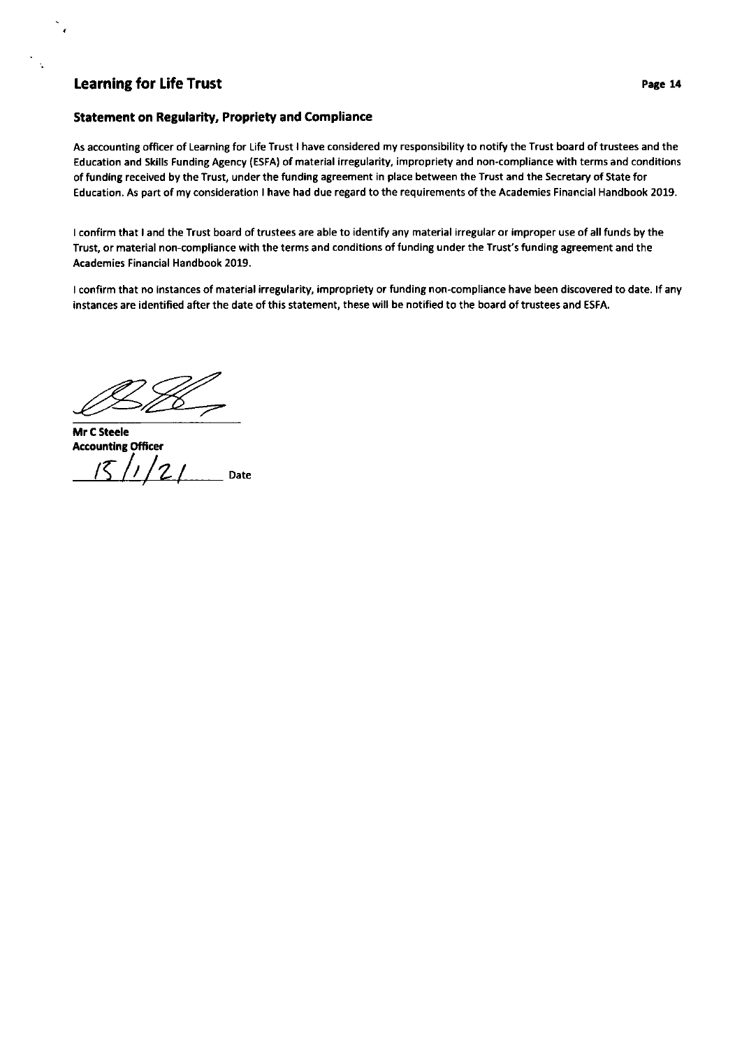## Statement on Regularity, Propriety and Compliance

As accounting officer of Learning for Life Trust I have considered my responsibility to notify the Trust board of trustees and the Education and Skills Funding Agency (ESFA) of material irregularity, impropriety and non-compliance with terms and conditions of funding received by the Trust, under the funding agreement in place between the Trust and the Secretary of State for Education. As part of my consideration I have had due regard to the requirements of the Academies Financial Handbook 2019.

I confirm that I and the Trust board of trustees are able to identify any material irregular or improper use of all funds by the Trust, or material non-compliance with the terms and conditions of funding under the Trust's funding agreement and the Academies Financial Handbook 2019.

I confirm that no instances of material irregularity, impropriety or funding non-compliance have been discovered to date. If any instances are identified after the date of this statement, these will be notified to the board of trustees and ESFA.

**Mr C Steele**
**Accounting Officer**

15/1/21 Date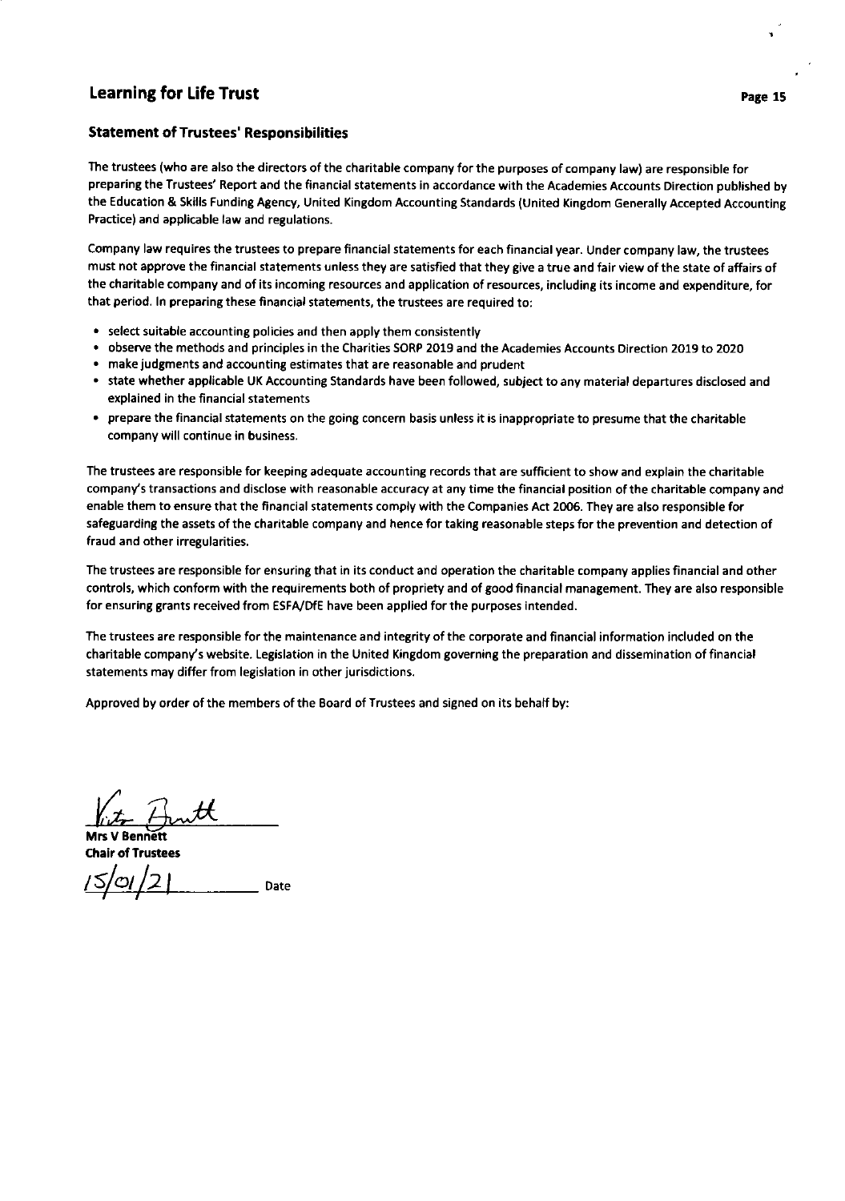## Statement of Trustees' Responsibilities

The trustees (who are also the directors of the charitable company for the purposes of company law) are responsible for preparing the Trustees' Report and the financial statements in accordance with the Academies Accounts Direction published by the Education & Skills Funding Agency, United Kingdom Accounting Standards (United Kingdom Generally Accepted Accounting Practice) and applicable law and regulations.

Company law requires the trustees to prepare financial statements for each financial year. Under company law, the trustees must not approve the financial statements unless they are satisfied that they give a true and fair view of the state of affairs of the charitable company and of its incoming resources and application of resources, including its income and expenditure, for that period. In preparing these financial statements, the trustees are required to:

- select suitable accounting policies and then apply them consistently
- observe the methods and principles in the Charities SORP 2019 and the Academies Accounts Direction 2019 to 2020
- make judgments and accounting estimates that are reasonable and prudent
- state whether applicable UK Accounting Standards have been followed, subject to any material departures disclosed and explained in the financial statements
- prepare the financial statements on the going concern basis unless it is inappropriate to presume that the charitable company will continue in business.

The trustees are responsible for keeping adequate accounting records that are sufficient to show and explain the charitable company's transactions and disclose with reasonable accuracy at any time the financial position of the charitable company and enable them to ensure that the financial statements comply with the Companies Act 2006. They are also responsible for safeguarding the assets of the charitable company and hence for taking reasonable steps for the prevention and detection of fraud and other irregularities.

The trustees are responsible for ensuring that in its conduct and operation the charitable company applies financial and other controls, which conform with the requirements both of propriety and of good financial management. They are also responsible for ensuring grants received from ESFA/DfE have been applied for the purposes intended.

The trustees are responsible for the maintenance and integrity of the corporate and financial information included on the charitable company's website. Legislation in the United Kingdom governing the preparation and dissemination of financial statements may differ from legislation in other jurisdictions.

Approved by order of the members of the Board of Trustees and signed on its behalf by:

**Mrs V Bennett**
**Chair of Trustees**

15/01/21 Date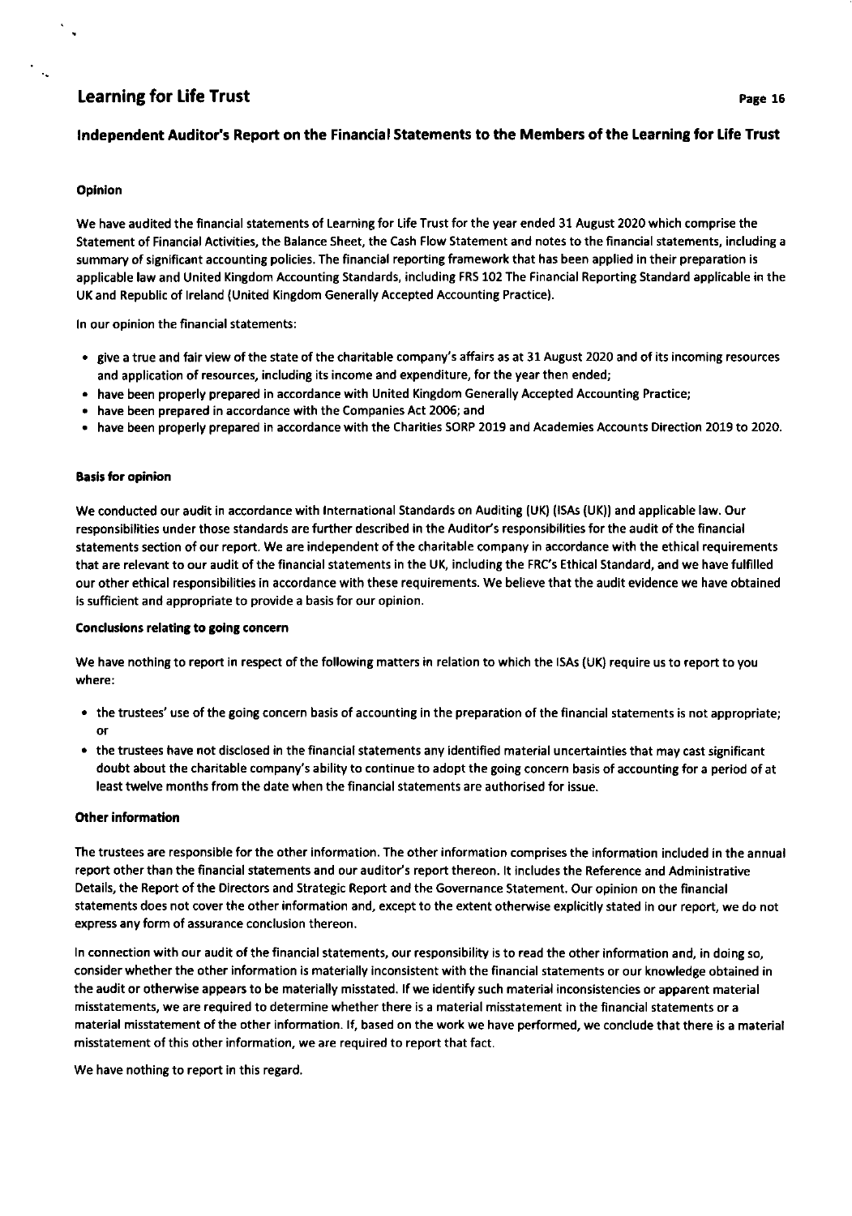## Independent Auditor's Report on the Financial Statements to the Members of the Learning for Life Trust

### Opinion

We have audited the financial statements of Learning for Life Trust for the year ended 31 August 2020 which comprise the Statement of Financial Activities, the Balance Sheet, the Cash Flow Statement and notes to the financial statements, including a summary of significant accounting policies. The financial reporting framework that has been applied in their preparation is applicable law and United Kingdom Accounting Standards, including FRS 102 The Financial Reporting Standard applicable in the UK and Republic of Ireland (United Kingdom Generally Accepted Accounting Practice).

In our opinion the financial statements:

- give a true and fair view of the state of the charitable company's affairs as at 31 August 2020 and of its incoming resources and application of resources, including its income and expenditure, for the year then ended;
- have been properly prepared in accordance with United Kingdom Generally Accepted Accounting Practice;
- have been prepared in accordance with the Companies Act 2006; and
- have been properly prepared in accordance with the Charities SORP 2019 and Academies Accounts Direction 2019 to 2020.

### Basis for opinion

We conducted our audit in accordance with International Standards on Auditing (UK) (ISAs (UK)) and applicable law. Our responsibilities under those standards are further described in the Auditor's responsibilities for the audit of the financial statements section of our report. We are independent of the charitable company in accordance with the ethical requirements that are relevant to our audit of the financial statements in the UK, including the FRC's Ethical Standard, and we have fulfilled our other ethical responsibilities in accordance with these requirements. We believe that the audit evidence we have obtained is sufficient and appropriate to provide a basis for our opinion.

### Conclusions relating to going concern

We have nothing to report in respect of the following matters in relation to which the ISAs (UK) require us to report to you where:

- the trustees' use of the going concern basis of accounting in the preparation of the financial statements is not appropriate; or
- the trustees have not disclosed in the financial statements any identified material uncertainties that may cast significant doubt about the charitable company's ability to continue to adopt the going concern basis of accounting for a period of at least twelve months from the date when the financial statements are authorised for issue.

### Other information

The trustees are responsible for the other information. The other information comprises the information included in the annual report other than the financial statements and our auditor's report thereon. It includes the Reference and Administrative Details, the Report of the Directors and Strategic Report and the Governance Statement. Our opinion on the financial statements does not cover the other information and, except to the extent otherwise explicitly stated in our report, we do not express any form of assurance conclusion thereon.

In connection with our audit of the financial statements, our responsibility is to read the other information and, in doing so, consider whether the other information is materially inconsistent with the financial statements or our knowledge obtained in the audit or otherwise appears to be materially misstated. If we identify such material inconsistencies or apparent material misstatements, we are required to determine whether there is a material misstatement in the financial statements or a material misstatement of the other information. If, based on the work we have performed, we conclude that there is a material misstatement of this other information, we are required to report that fact.

We have nothing to report in this regard.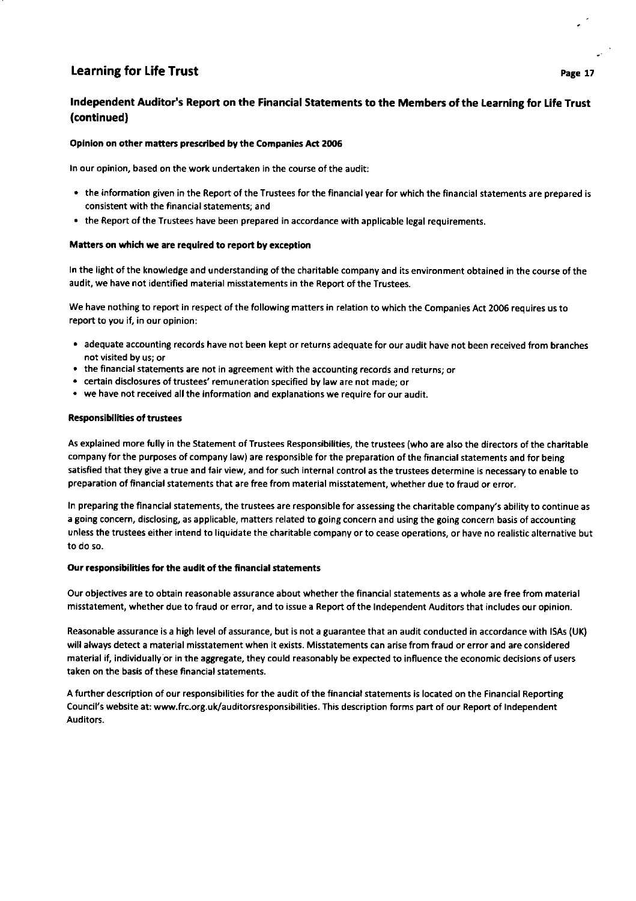## Independent Auditor's Report on the Financial Statements to the Members of the Learning for Life Trust (continued)

#### Opinion on other matters prescribed by the Companies Act 2006

In our opinion, based on the work undertaken in the course of the audit:

- the information given in the Report of the Trustees for the financial year for which the financial statements are prepared is consistent with the financial statements; and
- the Report of the Trustees have been prepared in accordance with applicable legal requirements.

#### Matters on which we are required to report by exception

In the light of the knowledge and understanding of the charitable company and its environment obtained in the course of the audit, we have not identified material misstatements in the Report of the Trustees.

We have nothing to report in respect of the following matters in relation to which the Companies Act 2006 requires us to report to you if, in our opinion:

- adequate accounting records have not been kept or returns adequate for our audit have not been received from branches not visited by us; or
- the financial statements are not in agreement with the accounting records and returns; or
- certain disclosures of trustees' remuneration specified by law are not made; or
- we have not received all the information and explanations we require for our audit.

#### Responsibilities of trustees

As explained more fully in the Statement of Trustees Responsibilities, the trustees (who are also the directors of the charitable company for the purposes of company law) are responsible for the preparation of the financial statements and for being satisfied that they give a true and fair view, and for such internal control as the trustees determine is necessary to enable to preparation of financial statements that are free from material misstatement, whether due to fraud or error.

In preparing the financial statements, the trustees are responsible for assessing the charitable company's ability to continue as a going concern, disclosing, as applicable, matters related to going concern and using the going concern basis of accounting unless the trustees either intend to liquidate the charitable company or to cease operations, or have no realistic alternative but to do so.

#### Our responsibilities for the audit of the financial statements

Our objectives are to obtain reasonable assurance about whether the financial statements as a whole are free from material misstatement, whether due to fraud or error, and to issue a Report of the Independent Auditors that includes our opinion.

Reasonable assurance is a high level of assurance, but is not a guarantee that an audit conducted in accordance with ISAs (UK) will always detect a material misstatement when it exists. Misstatements can arise from fraud or error and are considered material if, individually or in the aggregate, they could reasonably be expected to influence the economic decisions of users taken on the basis of these financial statements.

A further description of our responsibilities for the audit of the financial statements is located on the Financial Reporting Council's website at: www.frc.org.uk/auditorsresponsibilities. This description forms part of our Report of Independent Auditors.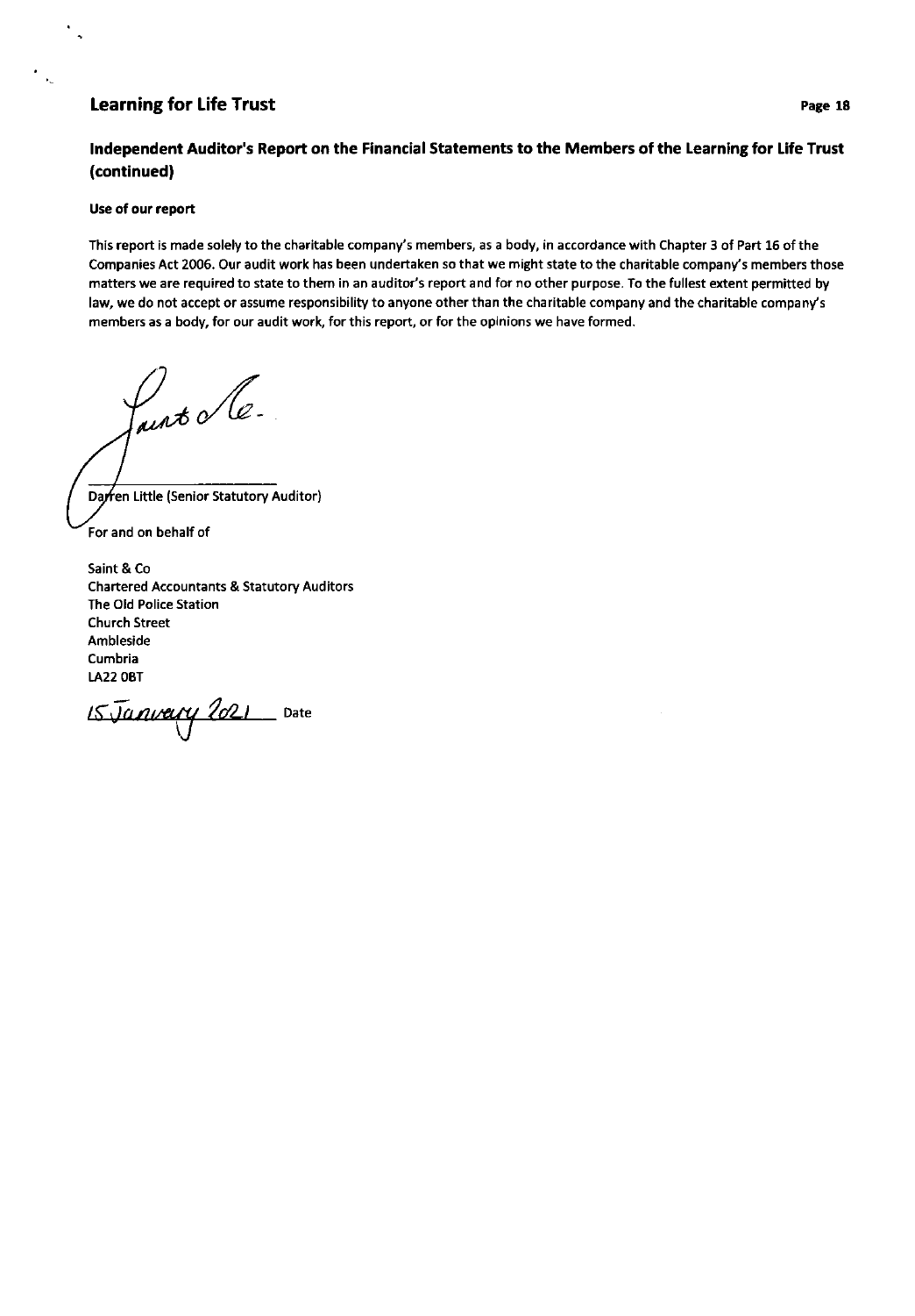## Independent Auditor's Report on the Financial Statements to the Members of the Learning for Life Trust (continued)

**Use of our report**

This report is made solely to the charitable company's members, as a body, in accordance with Chapter 3 of Part 16 of the Companies Act 2006. Our audit work has been undertaken so that we might state to the charitable company's members those matters we are required to state to them in an auditor's report and for no other purpose. To the fullest extent permitted by law, we do not accept or assume responsibility to anyone other than the charitable company and the charitable company's members as a body, for our audit work, for this report, or for the opinions we have formed.

Saint & Co.

Darren Little (Senior Statutory Auditor)

For and on behalf of

Saint & Co
Chartered Accountants & Statutory Auditors
The Old Police Station
Church Street
Ambleside
Cumbria
LA22 0BT

15 January 2021 Date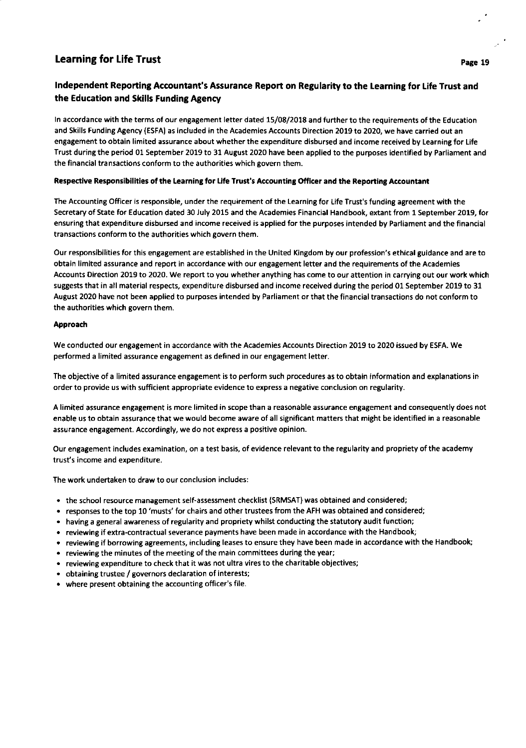## Independent Reporting Accountant's Assurance Report on Regularity to the Learning for Life Trust and the Education and Skills Funding Agency

In accordance with the terms of our engagement letter dated 15/08/2018 and further to the requirements of the Education and Skills Funding Agency (ESFA) as included in the Academies Accounts Direction 2019 to 2020, we have carried out an engagement to obtain limited assurance about whether the expenditure disbursed and income received by Learning for Life Trust during the period 01 September 2019 to 31 August 2020 have been applied to the purposes identified by Parliament and the financial transactions conform to the authorities which govern them.

**Respective Responsibilities of the Learning for Life Trust's Accounting Officer and the Reporting Accountant**

The Accounting Officer is responsible, under the requirement of the Learning for Life Trust's funding agreement with the Secretary of State for Education dated 30 July 2015 and the Academies Financial Handbook, extant from 1 September 2019, for ensuring that expenditure disbursed and income received is applied for the purposes intended by Parliament and the financial transactions conform to the authorities which govern them.

Our responsibilities for this engagement are established in the United Kingdom by our profession's ethical guidance and are to obtain limited assurance and report in accordance with our engagement letter and the requirements of the Academies Accounts Direction 2019 to 2020. We report to you whether anything has come to our attention in carrying out our work which suggests that in all material respects, expenditure disbursed and income received during the period 01 September 2019 to 31 August 2020 have not been applied to purposes intended by Parliament or that the financial transactions do not conform to the authorities which govern them.

**Approach**

We conducted our engagement in accordance with the Academies Accounts Direction 2019 to 2020 issued by ESFA. We performed a limited assurance engagement as defined in our engagement letter.

The objective of a limited assurance engagement is to perform such procedures as to obtain information and explanations in order to provide us with sufficient appropriate evidence to express a negative conclusion on regularity.

A limited assurance engagement is more limited in scope than a reasonable assurance engagement and consequently does not enable us to obtain assurance that we would become aware of all significant matters that might be identified in a reasonable assurance engagement. Accordingly, we do not express a positive opinion.

Our engagement includes examination, on a test basis, of evidence relevant to the regularity and propriety of the academy trust's income and expenditure.

The work undertaken to draw to our conclusion includes:

- the school resource management self-assessment checklist (SRMSAT) was obtained and considered;
- responses to the top 10 'musts' for chairs and other trustees from the AFH was obtained and considered;
- having a general awareness of regularity and propriety whilst conducting the statutory audit function;
- reviewing if extra-contractual severance payments have been made in accordance with the Handbook;
- reviewing if borrowing agreements, including leases to ensure they have been made in accordance with the Handbook;
- reviewing the minutes of the meeting of the main committees during the year;
- reviewing expenditure to check that it was not ultra vires to the charitable objectives;
- obtaining trustee / governors declaration of interests;
- where present obtaining the accounting officer's file.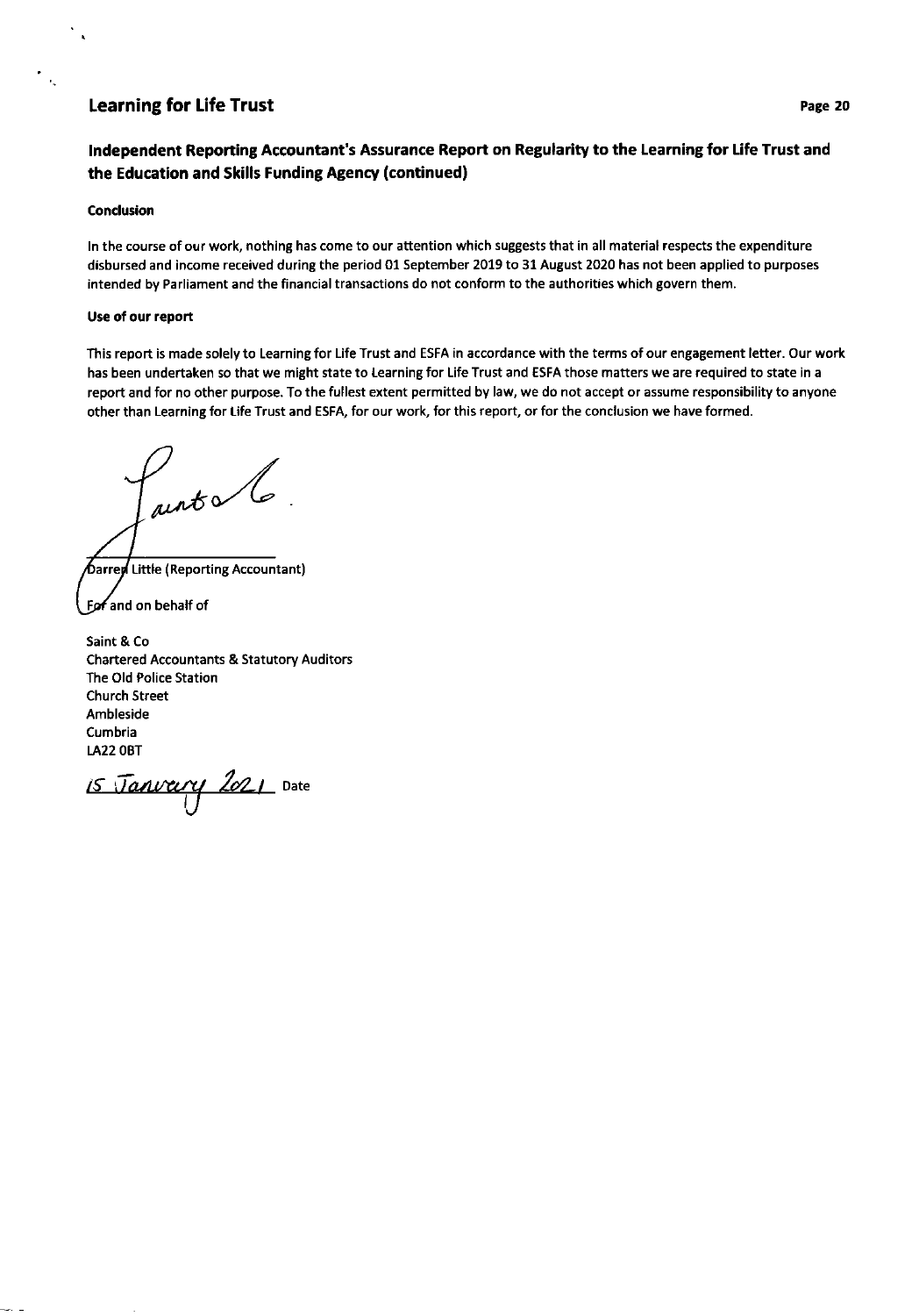## Independent Reporting Accountant's Assurance Report on Regularity to the Learning for Life Trust and the Education and Skills Funding Agency (continued)

### Conclusion

In the course of our work, nothing has come to our attention which suggests that in all material respects the expenditure disbursed and income received during the period 01 September 2019 to 31 August 2020 has not been applied to purposes intended by Parliament and the financial transactions do not conform to the authorities which govern them.

### Use of our report

This report is made solely to Learning for Life Trust and ESFA in accordance with the terms of our engagement letter. Our work has been undertaken so that we might state to Learning for Life Trust and ESFA those matters we are required to state in a report and for no other purpose. To the fullest extent permitted by law, we do not accept or assume responsibility to anyone other than Learning for Life Trust and ESFA, for our work, for this report, or for the conclusion we have formed.

Darren Little (Reporting Accountant)

For and on behalf of

Saint & Co
Chartered Accountants & Statutory Auditors
The Old Police Station
Church Street
Ambleside
Cumbria
LA22 0BT

15 January 2021 Date